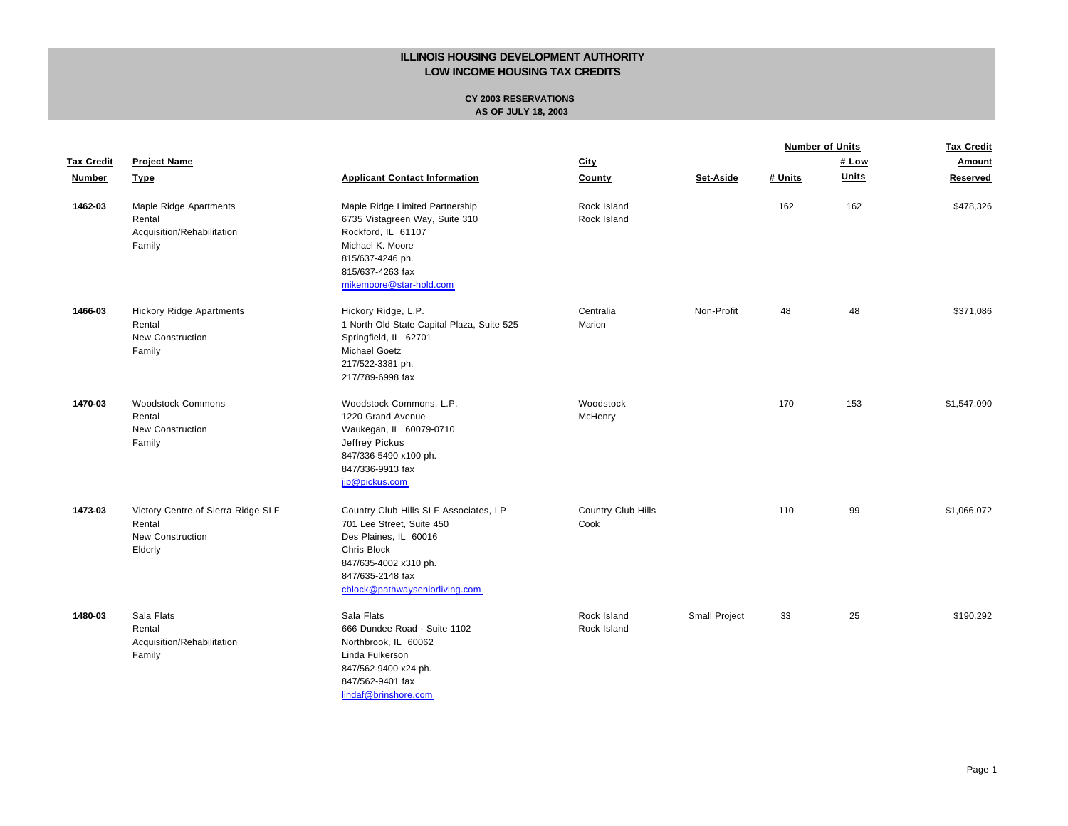# ILLINOIS HOUSING DEVELOPMENT AUTHORITY
# LOW INCOME HOUSING TAX CREDITS

## CY 2003 RESERVATIONS
## AS OF JULY 18, 2003

| Tax Credit Number | Project Name / Type | Applicant Contact Information | City / County | Set-Aside | Number of Units: # Units | Number of Units: # Low Units | Tax Credit Amount Reserved |
|---|---|---|---|---|---|---|---|
| 1462-03 | Maple Ridge Apartments<br>Rental<br>Acquisition/Rehabilitation<br>Family | Maple Ridge Limited Partnership<br>6735 Vistagreen Way, Suite 310<br>Rockford, IL 61107<br>Michael K. Moore<br>815/637-4246 ph.<br>815/637-4263 fax<br>mikemoore@star-hold.com | Rock Island<br>Rock Island | | 162 | 162 | $478,326 |
| 1466-03 | Hickory Ridge Apartments<br>Rental<br>New Construction<br>Family | Hickory Ridge, L.P.<br>1 North Old State Capital Plaza, Suite 525<br>Springfield, IL 62701<br>Michael Goetz<br>217/522-3381 ph.<br>217/789-6998 fax | Centralia<br>Marion | Non-Profit | 48 | 48 | $371,086 |
| 1470-03 | Woodstock Commons<br>Rental<br>New Construction<br>Family | Woodstock Commons, L.P.<br>1220 Grand Avenue<br>Waukegan, IL 60079-0710<br>Jeffrey Pickus<br>847/336-5490 x100 ph.<br>847/336-9913 fax<br>jjp@pickus.com | Woodstock<br>McHenry | | 170 | 153 | $1,547,090 |
| 1473-03 | Victory Centre of Sierra Ridge SLF<br>Rental<br>New Construction<br>Elderly | Country Club Hills SLF Associates, LP<br>701 Lee Street, Suite 450<br>Des Plaines, IL 60016<br>Chris Block<br>847/635-4002 x310 ph.<br>847/635-2148 fax<br>cblock@pathwayseniorliving.com | Country Club Hills<br>Cook | | 110 | 99 | $1,066,072 |
| 1480-03 | Sala Flats<br>Rental<br>Acquisition/Rehabilitation<br>Family | Sala Flats<br>666 Dundee Road - Suite 1102<br>Northbrook, IL 60062<br>Linda Fulkerson<br>847/562-9400 x24 ph.<br>847/562-9401 fax<br>lindaf@brinshore.com | Rock Island<br>Rock Island | Small Project | 33 | 25 | $190,292 |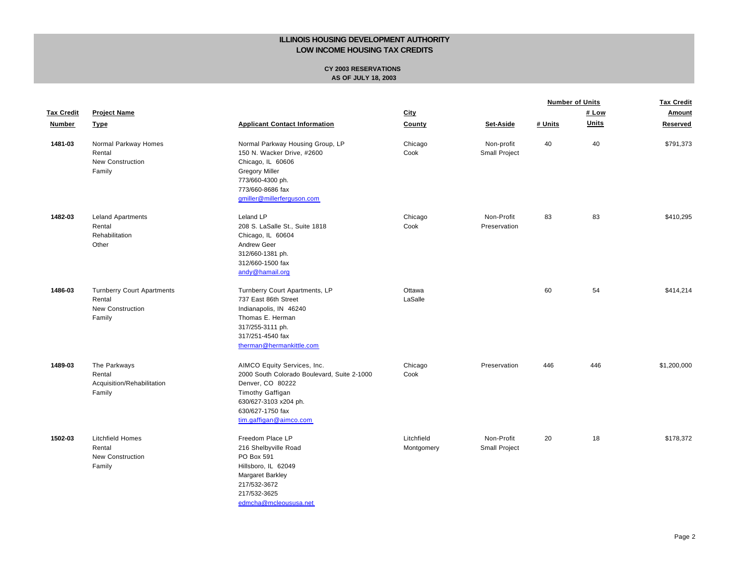**ILLINOIS HOUSING DEVELOPMENT AUTHORITY**
**LOW INCOME HOUSING TAX CREDITS**

**CY 2003 RESERVATIONS**
**AS OF JULY 18, 2003**

| Tax Credit Number | Project Name / Type | Applicant Contact Information | City / County | Set-Aside | Number of Units: # Units | Number of Units: # Low Units | Tax Credit Amount Reserved |
|---|---|---|---|---|---|---|---|
| 1481-03 | Normal Parkway Homes<br>Rental<br>New Construction<br>Family | Normal Parkway Housing Group, LP<br>150 N. Wacker Drive, #2600<br>Chicago, IL 60606<br>Gregory Miller<br>773/660-4300 ph.<br>773/660-8686 fax<br>gmiller@millerferguson.com | Chicago<br>Cook | Non-profit<br>Small Project | 40 | 40 | $791,373 |
| 1482-03 | Leland Apartments<br>Rental<br>Rehabilitation<br>Other | Leland LP<br>208 S. LaSalle St., Suite 1818<br>Chicago, IL 60604<br>Andrew Geer<br>312/660-1381 ph.<br>312/660-1500 fax<br>andy@hamail.org | Chicago<br>Cook | Non-Profit<br>Preservation | 83 | 83 | $410,295 |
| 1486-03 | Turnberry Court Apartments<br>Rental<br>New Construction<br>Family | Turnberry Court Apartments, LP<br>737 East 86th Street<br>Indianapolis, IN 46240<br>Thomas E. Herman<br>317/255-3111 ph.<br>317/251-4540 fax<br>therman@hermankittle.com | Ottawa<br>LaSalle | | 60 | 54 | $414,214 |
| 1489-03 | The Parkways<br>Rental<br>Acquisition/Rehabilitation<br>Family | AIMCO Equity Services, Inc.<br>2000 South Colorado Boulevard, Suite 2-1000<br>Denver, CO 80222<br>Timothy Gaffigan<br>630/627-3103 x204 ph.<br>630/627-1750 fax<br>tim.gaffigan@aimco.com | Chicago<br>Cook | Preservation | 446 | 446 | $1,200,000 |
| 1502-03 | Litchfield Homes<br>Rental<br>New Construction<br>Family | Freedom Place LP<br>216 Shelbyville Road<br>PO Box 591<br>Hillsboro, IL 62049<br>Margaret Barkley<br>217/532-3672<br>217/532-3625<br>edmcha@mcleoususa.net | Litchfield<br>Montgomery | Non-Profit<br>Small Project | 20 | 18 | $178,372 |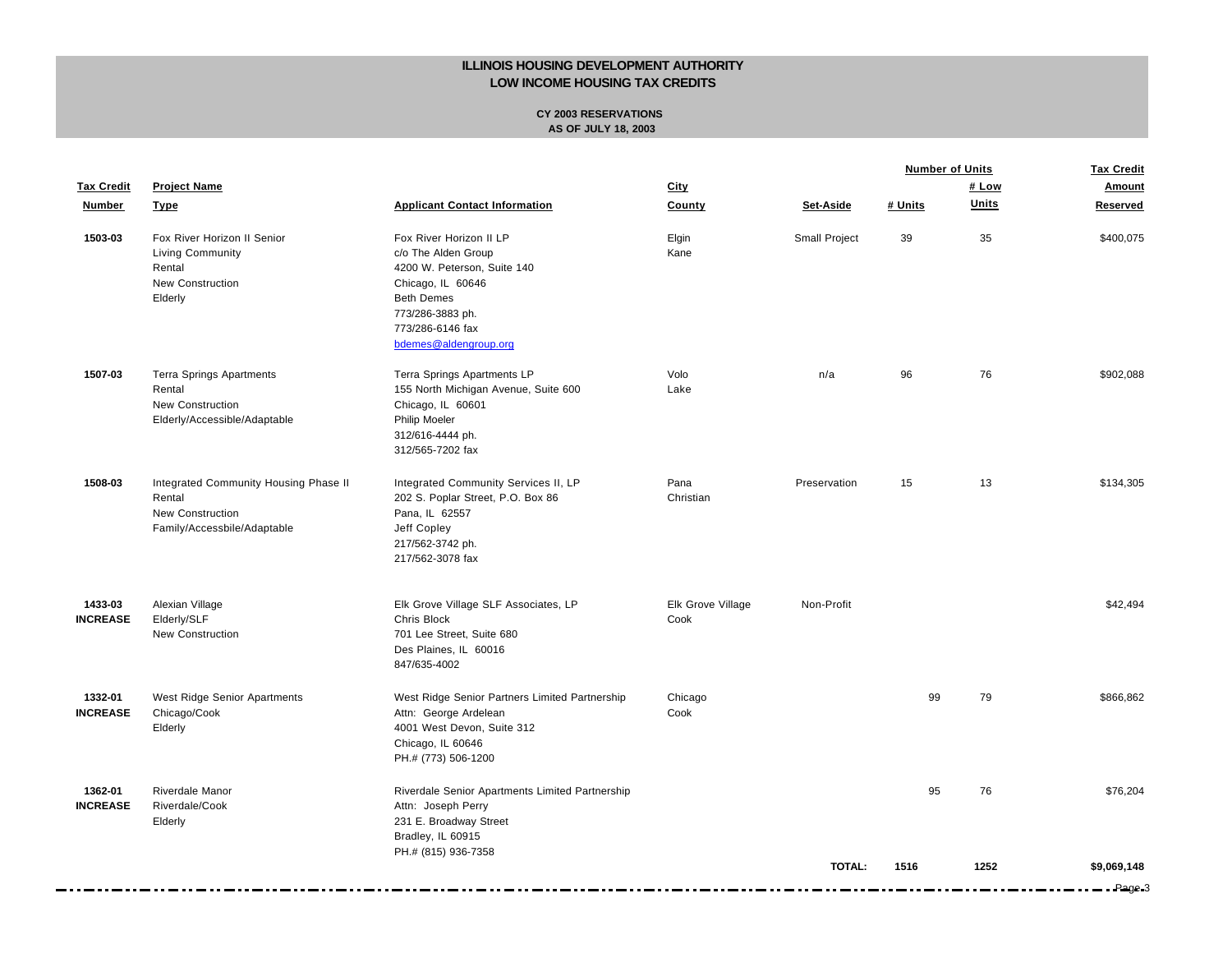**ILLINOIS HOUSING DEVELOPMENT AUTHORITY**
**LOW INCOME HOUSING TAX CREDITS**

**CY 2003 RESERVATIONS**
**AS OF JULY 18, 2003**

| Tax Credit Number | Project Name Type | Applicant Contact Information | City County | Set-Aside | Number of Units # Units | # Low Units | Tax Credit Amount Reserved |
|---|---|---|---|---|---|---|---|
| 1503-03 | Fox River Horizon II Senior Living Community<br>Rental<br>New Construction<br>Elderly | Fox River Horizon II LP<br>c/o The Alden Group<br>4200 W. Peterson, Suite 140<br>Chicago, IL 60646<br>Beth Demes<br>773/286-3883 ph.<br>773/286-6146 fax<br>bdemes@aldengroup.org | Elgin<br>Kane | Small Project | 39 | 35 | $400,075 |
| 1507-03 | Terra Springs Apartments<br>Rental<br>New Construction<br>Elderly/Accessible/Adaptable | Terra Springs Apartments LP<br>155 North Michigan Avenue, Suite 600<br>Chicago, IL 60601<br>Philip Moeler<br>312/616-4444 ph.<br>312/565-7202 fax | Volo<br>Lake | n/a | 96 | 76 | $902,088 |
| 1508-03 | Integrated Community Housing Phase II<br>Rental<br>New Construction<br>Family/Accessbile/Adaptable | Integrated Community Services II, LP<br>202 S. Poplar Street, P.O. Box 86<br>Pana, IL 62557<br>Jeff Copley<br>217/562-3742 ph.<br>217/562-3078 fax | Pana<br>Christian | Preservation | 15 | 13 | $134,305 |
| 1433-03<br>**INCREASE** | Alexian Village<br>Elderly/SLF<br>New Construction | Elk Grove Village SLF Associates, LP<br>Chris Block<br>701 Lee Street, Suite 680<br>Des Plaines, IL 60016<br>847/635-4002 | Elk Grove Village<br>Cook | Non-Profit | | | $42,494 |
| 1332-01<br>**INCREASE** | West Ridge Senior Apartments<br>Chicago/Cook<br>Elderly | West Ridge Senior Partners Limited Partnership<br>Attn: George Ardelean<br>4001 West Devon, Suite 312<br>Chicago, IL 60646<br>PH.# (773) 506-1200 | Chicago<br>Cook | | 99 | 79 | $866,862 |
| 1362-01<br>**INCREASE** | Riverdale Manor<br>Riverdale/Cook<br>Elderly | Riverdale Senior Apartments Limited Partnership<br>Attn: Joseph Perry<br>231 E. Broadway Street<br>Bradley, IL 60915<br>PH.# (815) 936-7358 | | | 95 | 76 | $76,204 |
| | | | | **TOTAL:** | **1516** | **1252** | **$9,069,148** |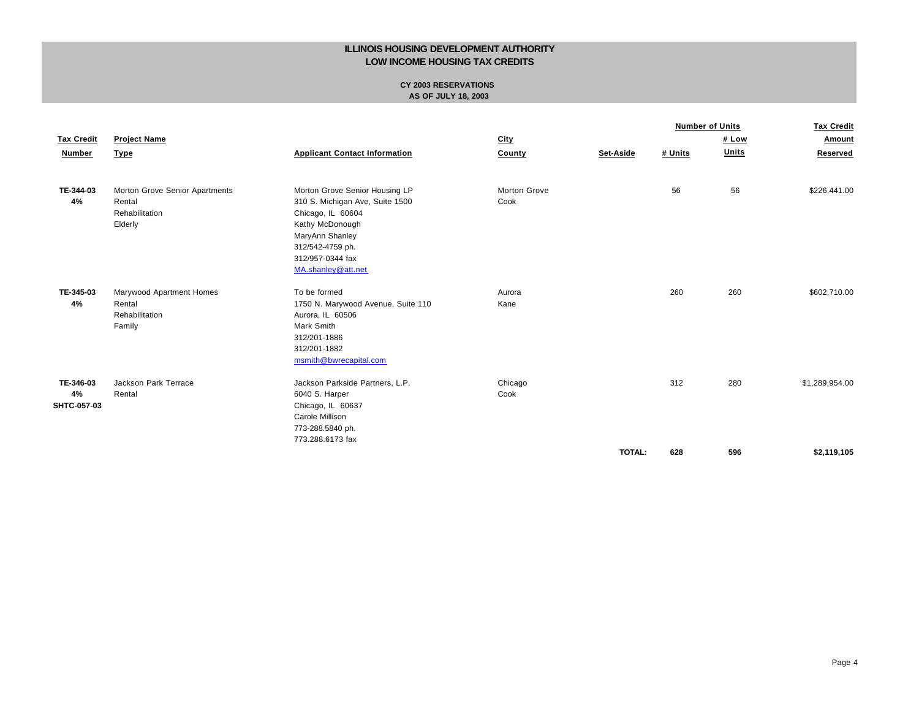**ILLINOIS HOUSING DEVELOPMENT AUTHORITY**
**LOW INCOME HOUSING TAX CREDITS**

**CY 2003 RESERVATIONS**
**AS OF JULY 18, 2003**

| Tax Credit Number | Project Name Type | Applicant Contact Information | City County | Set-Aside | Number of Units # Units | # Low Units | Tax Credit Amount Reserved |
|---|---|---|---|---|---|---|---|
| **TE-344-03** **4%** | Morton Grove Senior Apartments Rental Rehabilitation Elderly | Morton Grove Senior Housing LP 310 S. Michigan Ave, Suite 1500 Chicago, IL 60604 Kathy McDonough MaryAnn Shanley 312/542-4759 ph. 312/957-0344 fax MA.shanley@att.net | Morton Grove Cook | | 56 | 56 | $226,441.00 |
| **TE-345-03** **4%** | Marywood Apartment Homes Rental Rehabilitation Family | To be formed 1750 N. Marywood Avenue, Suite 110 Aurora, IL 60506 Mark Smith 312/201-1886 312/201-1882 msmith@bwrecapital.com | Aurora Kane | | 260 | 260 | $602,710.00 |
| **TE-346-03** **4%** **SHTC-057-03** | Jackson Park Terrace Rental | Jackson Parkside Partners, L.P. 6040 S. Harper Chicago, IL 60637 Carole Millison 773-288.5840 ph. 773.288.6173 fax | Chicago Cook | | 312 | 280 | $1,289,954.00 |
| | | | | **TOTAL:** | **628** | **596** | **$2,119,105** |